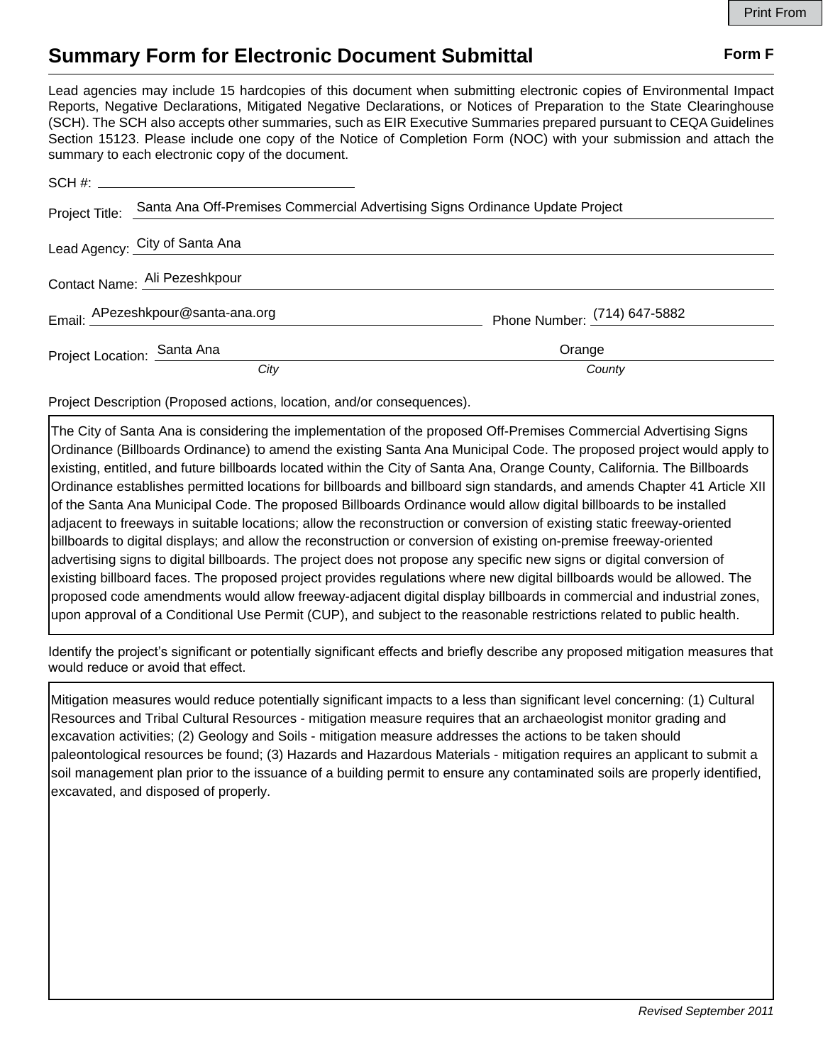# Summary Form for Electronic Document Submittal

**Form F**

Lead agencies may include 15 hardcopies of this document when submitting electronic copies of Environmental Impact Reports, Negative Declarations, Mitigated Negative Declarations, or Notices of Preparation to the State Clearinghouse (SCH). The SCH also accepts other summaries, such as EIR Executive Summaries prepared pursuant to CEQA Guidelines Section 15123. Please include one copy of the Notice of Completion Form (NOC) with your submission and attach the summary to each electronic copy of the document.

SCH #: ______________________

Project Title: Santa Ana Off-Premises Commercial Advertising Signs Ordinance Update Project

Lead Agency: City of Santa Ana

Contact Name: Ali Pezeshkpour

Email: APezeshkpour@santa-ana.org Phone Number: (714) 647-5882

Project Location: Santa Ana (*City*) Orange (*County*)

Project Description (Proposed actions, location, and/or consequences).

The City of Santa Ana is considering the implementation of the proposed Off-Premises Commercial Advertising Signs Ordinance (Billboards Ordinance) to amend the existing Santa Ana Municipal Code. The proposed project would apply to existing, entitled, and future billboards located within the City of Santa Ana, Orange County, California. The Billboards Ordinance establishes permitted locations for billboards and billboard sign standards, and amends Chapter 41 Article XII of the Santa Ana Municipal Code. The proposed Billboards Ordinance would allow digital billboards to be installed adjacent to freeways in suitable locations; allow the reconstruction or conversion of existing static freeway-oriented billboards to digital displays; and allow the reconstruction or conversion of existing on-premise freeway-oriented advertising signs to digital billboards. The project does not propose any specific new signs or digital conversion of existing billboard faces. The proposed project provides regulations where new digital billboards would be allowed. The proposed code amendments would allow freeway-adjacent digital display billboards in commercial and industrial zones, upon approval of a Conditional Use Permit (CUP), and subject to the reasonable restrictions related to public health.

Identify the project's significant or potentially significant effects and briefly describe any proposed mitigation measures that would reduce or avoid that effect.

Mitigation measures would reduce potentially significant impacts to a less than significant level concerning: (1) Cultural Resources and Tribal Cultural Resources - mitigation measure requires that an archaeologist monitor grading and excavation activities; (2) Geology and Soils - mitigation measure addresses the actions to be taken should paleontological resources be found; (3) Hazards and Hazardous Materials - mitigation requires an applicant to submit a soil management plan prior to the issuance of a building permit to ensure any contaminated soils are properly identified, excavated, and disposed of properly.

*Revised September 2011*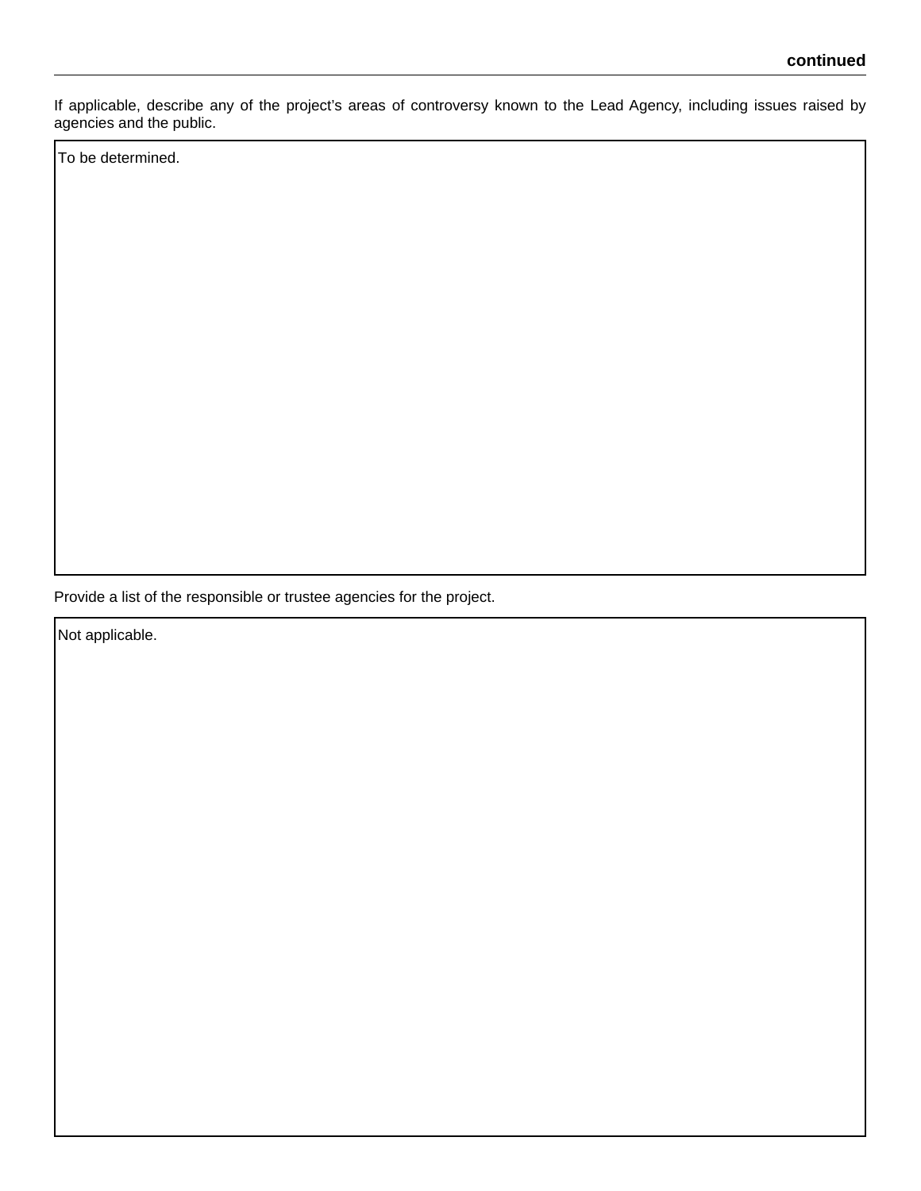**continued**

If applicable, describe any of the project's areas of controversy known to the Lead Agency, including issues raised by agencies and the public.

To be determined.

Provide a list of the responsible or trustee agencies for the project.

Not applicable.